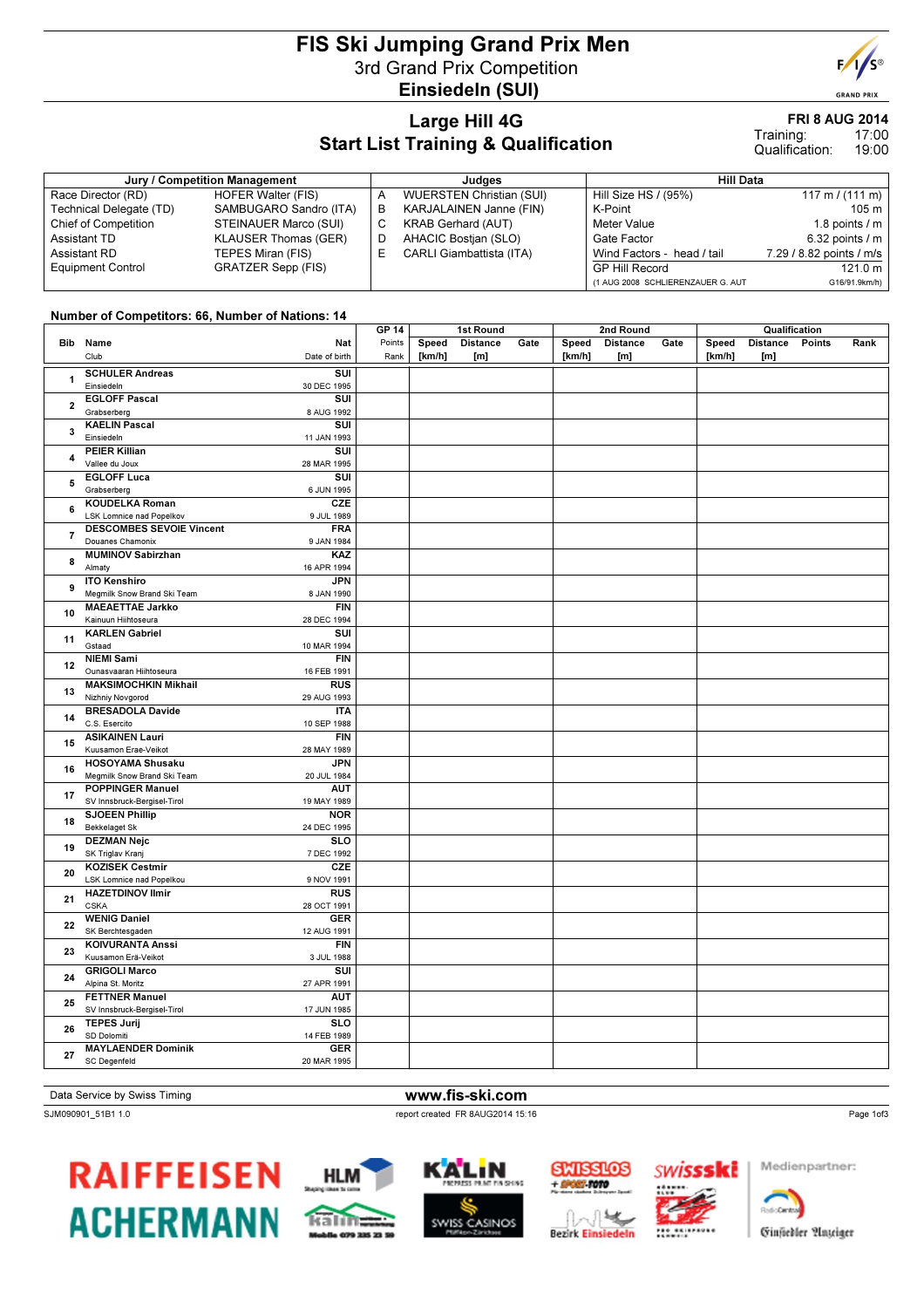# FIS Ski Jumping Grand Prix Men

## 3rd Grand Prix Competition

## Einsiedeln (SUI)

### Large Hill 4G

### Start List Training & Qualification

**FRI 8 AUG 2014**

Training: 17:00
Qualification: 19:00

| Jury / Competition Management | | Judges | | Hill Data | |
|---|---|---|---|---|---|
| Race Director (RD) | HOFER Walter (FIS) | A | WUERSTEN Christian (SUI) | Hill Size HS / (95%) | 117 m / (111 m) |
| Technical Delegate (TD) | SAMBUGARO Sandro (ITA) | B | KARJALAINEN Janne (FIN) | K-Point | 105 m |
| Chief of Competition | STEINAUER Marco (SUI) | C | KRAB Gerhard (AUT) | Meter Value | 1.8 points / m |
| Assistant TD | KLAUSER Thomas (GER) | D | AHACIC Bostjan (SLO) | Gate Factor | 6.32 points / m |
| Assistant RD | TEPES Miran (FIS) | E | CARLI Giambattista (ITA) | Wind Factors - head / tail | 7.29 / 8.82 points / m/s |
| Equipment Control | GRATZER Sepp (FIS) | | | GP Hill Record | 121.0 m |
| | | | | (1 AUG 2008 SCHLIERENZAUER G. AUT | G16/91.9km/h) |

**Number of Competitors: 66, Number of Nations: 14**

| Bib | Name / Club | Nat / Date of birth | GP 14 Points / Rank | 1st Round Speed [km/h] | 1st Round Distance [m] | 1st Round Gate | 2nd Round Speed [km/h] | 2nd Round Distance [m] | 2nd Round Gate | Qualification Speed [km/h] | Qualification Distance [m] | Qualification Points | Qualification Rank |
|---|---|---|---|---|---|---|---|---|---|---|---|---|---|
| 1 | **SCHULER Andreas** Einsiedeln | **SUI** 30 DEC 1995 | | | | | | | | | | | |
| 2 | **EGLOFF Pascal** Grabserberg | **SUI** 8 AUG 1992 | | | | | | | | | | | |
| 3 | **KAELIN Pascal** Einsiedeln | **SUI** 11 JAN 1993 | | | | | | | | | | | |
| 4 | **PEIER Killian** Vallee du Joux | **SUI** 28 MAR 1995 | | | | | | | | | | | |
| 5 | **EGLOFF Luca** Grabserberg | **SUI** 6 JUN 1995 | | | | | | | | | | | |
| 6 | **KOUDELKA Roman** LSK Lomnice nad Popelkov | **CZE** 9 JUL 1989 | | | | | | | | | | | |
| 7 | **DESCOMBES SEVOIE Vincent** Douanes Chamonix | **FRA** 9 JAN 1984 | | | | | | | | | | | |
| 8 | **MUMINOV Sabirzhan** Almaty | **KAZ** 16 APR 1994 | | | | | | | | | | | |
| 9 | **ITO Kenshiro** Megmilk Snow Brand Ski Team | **JPN** 8 JAN 1990 | | | | | | | | | | | |
| 10 | **MAEAETTAE Jarkko** Kainuun Hiihtoseura | **FIN** 28 DEC 1994 | | | | | | | | | | | |
| 11 | **KARLEN Gabriel** Gstaad | **SUI** 10 MAR 1994 | | | | | | | | | | | |
| 12 | **NIEMI Sami** Ounasvaaran Hiihtoseura | **FIN** 16 FEB 1991 | | | | | | | | | | | |
| 13 | **MAKSIMOCHKIN Mikhail** Nizhniy Novgorod | **RUS** 29 AUG 1993 | | | | | | | | | | | |
| 14 | **BRESADOLA Davide** C.S. Esercito | **ITA** 10 SEP 1988 | | | | | | | | | | | |
| 15 | **ASIKAINEN Lauri** Kuusamon Erae-Veikot | **FIN** 28 MAY 1989 | | | | | | | | | | | |
| 16 | **HOSOYAMA Shusaku** Megmilk Snow Brand Ski Team | **JPN** 20 JUL 1984 | | | | | | | | | | | |
| 17 | **POPPINGER Manuel** SV Innsbruck-Bergisel-Tirol | **AUT** 19 MAY 1989 | | | | | | | | | | | |
| 18 | **SJOEEN Phillip** Bekkelaget Sk | **NOR** 24 DEC 1995 | | | | | | | | | | | |
| 19 | **DEZMAN Nejc** SK Triglav Kranj | **SLO** 7 DEC 1992 | | | | | | | | | | | |
| 20 | **KOZISEK Cestmir** LSK Lomnice nad Popelkou | **CZE** 9 NOV 1991 | | | | | | | | | | | |
| 21 | **HAZETDINOV Ilmir** CSKA | **RUS** 28 OCT 1991 | | | | | | | | | | | |
| 22 | **WENIG Daniel** SK Berchtesgaden | **GER** 12 AUG 1991 | | | | | | | | | | | |
| 23 | **KOIVURANTA Anssi** Kuusamon Erä-Veikot | **FIN** 3 JUL 1988 | | | | | | | | | | | |
| 24 | **GRIGOLI Marco** Alpina St. Moritz | **SUI** 27 APR 1991 | | | | | | | | | | | |
| 25 | **FETTNER Manuel** SV Innsbruck-Bergisel-Tirol | **AUT** 17 JUN 1985 | | | | | | | | | | | |
| 26 | **TEPES Jurij** SD Dolomiti | **SLO** 14 FEB 1989 | | | | | | | | | | | |
| 27 | **MAYLAENDER Dominik** SC Degenfeld | **GER** 20 MAR 1995 | | | | | | | | | | | |

Data Service by Swiss Timing — www.fis-ski.com

SJM090901_51B1 1.0 — report created FR 8AUG2014 15:16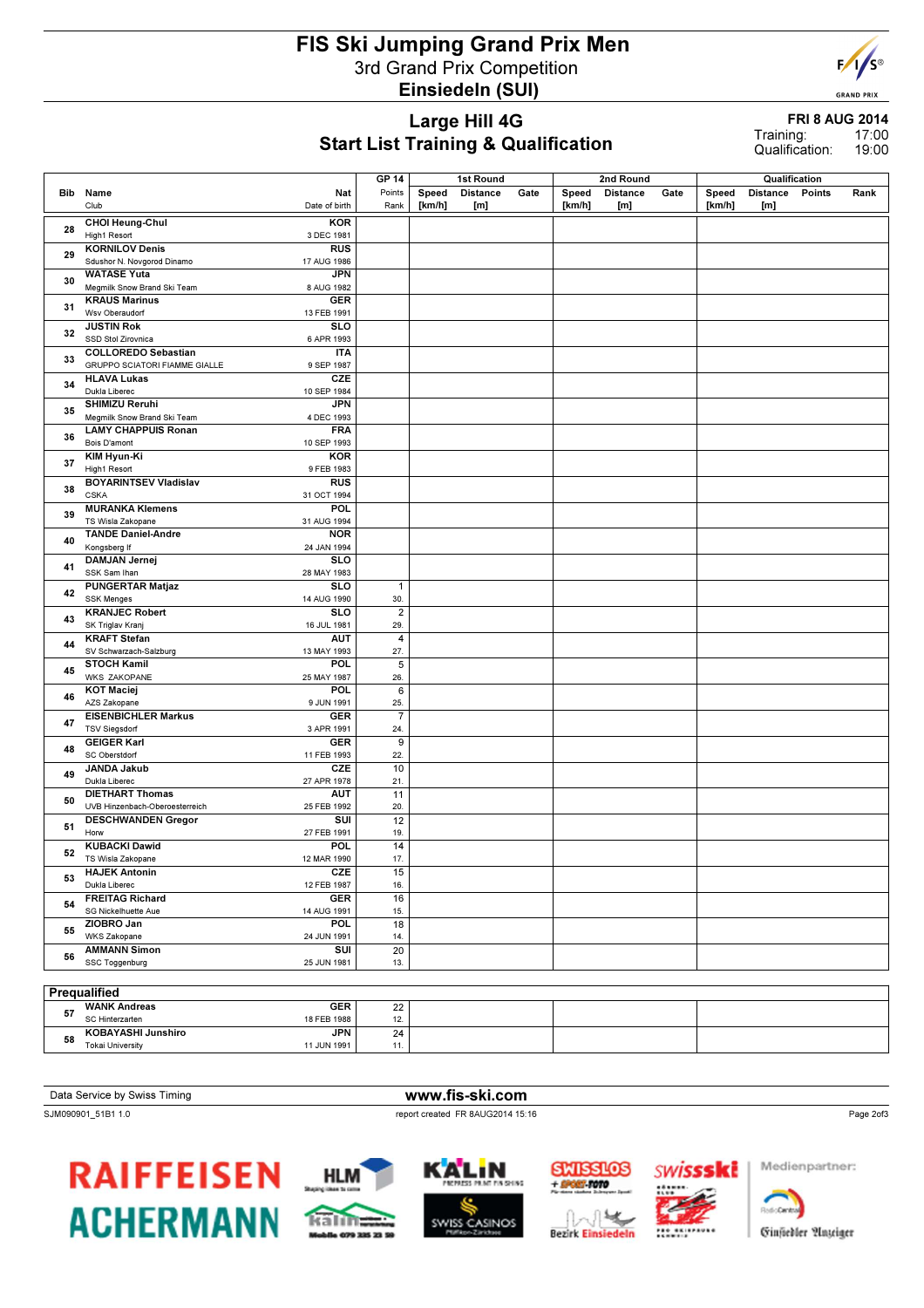# FIS Ski Jumping Grand Prix Men

3rd Grand Prix Competition

**Einsiedeln (SUI)**

## Large Hill 4G

## Start List Training & Qualification

**FRI 8 AUG 2014**

Training: 17:00

Qualification: 19:00

| Bib | Name / Club | Nat / Date of birth | GP 14 Points / Rank | 1st Round Speed [km/h] | 1st Round Distance [m] | 1st Round Gate | 2nd Round Speed [km/h] | 2nd Round Distance [m] | 2nd Round Gate | Qualification Speed [km/h] | Qualification Distance [m] | Qualification Points | Qualification Rank |
|---|---|---|---|---|---|---|---|---|---|---|---|---|---|
| 28 | CHOI Heung-Chul / High1 Resort | KOR / 3 DEC 1981 | | | | | | | | | | | |
| 29 | KORNILOV Denis / Sdushor N. Novgorod Dinamo | RUS / 17 AUG 1986 | | | | | | | | | | | |
| 30 | WATASE Yuta / Megmilk Snow Brand Ski Team | JPN / 8 AUG 1982 | | | | | | | | | | | |
| 31 | KRAUS Marinus / Wsv Oberaudorf | GER / 13 FEB 1991 | | | | | | | | | | | |
| 32 | JUSTIN Rok / SSD Stol Zirovnica | SLO / 6 APR 1993 | | | | | | | | | | | |
| 33 | COLLOREDO Sebastian / GRUPPO SCIATORI FIAMME GIALLE | ITA / 9 SEP 1987 | | | | | | | | | | | |
| 34 | HLAVA Lukas / Dukla Liberec | CZE / 10 SEP 1984 | | | | | | | | | | | |
| 35 | SHIMIZU Reruhi / Megmilk Snow Brand Ski Team | JPN / 4 DEC 1993 | | | | | | | | | | | |
| 36 | LAMY CHAPPUIS Ronan / Bois D'amont | FRA / 10 SEP 1993 | | | | | | | | | | | |
| 37 | KIM Hyun-Ki / High1 Resort | KOR / 9 FEB 1983 | | | | | | | | | | | |
| 38 | BOYARINTSEV Vladislav / CSKA | RUS / 31 OCT 1994 | | | | | | | | | | | |
| 39 | MURANKA Klemens / TS Wisla Zakopane | POL / 31 AUG 1994 | | | | | | | | | | | |
| 40 | TANDE Daniel-Andre / Kongsberg If | NOR / 24 JAN 1994 | | | | | | | | | | | |
| 41 | DAMJAN Jernej / SSK Sam Ihan | SLO / 28 MAY 1983 | | | | | | | | | | | |
| 42 | PUNGERTAR Matjaz / SSK Menges | SLO / 14 AUG 1990 | 1 / 30. | | | | | | | | | | |
| 43 | KRANJEC Robert / SK Triglav Kranj | SLO / 16 JUL 1981 | 2 / 29. | | | | | | | | | | |
| 44 | KRAFT Stefan / SV Schwarzach-Salzburg | AUT / 13 MAY 1993 | 4 / 27. | | | | | | | | | | |
| 45 | STOCH Kamil / WKS ZAKOPANE | POL / 25 MAY 1987 | 5 / 26. | | | | | | | | | | |
| 46 | KOT Maciej / AZS Zakopane | POL / 9 JUN 1991 | 6 / 25. | | | | | | | | | | |
| 47 | EISENBICHLER Markus / TSV Siegsdorf | GER / 3 APR 1991 | 7 / 24. | | | | | | | | | | |
| 48 | GEIGER Karl / SC Oberstdorf | GER / 11 FEB 1993 | 9 / 22. | | | | | | | | | | |
| 49 | JANDA Jakub / Dukla Liberec | CZE / 27 APR 1978 | 10 / 21. | | | | | | | | | | |
| 50 | DIETHART Thomas / UVB Hinzenbach-Oberoesterreich | AUT / 25 FEB 1992 | 11 / 20. | | | | | | | | | | |
| 51 | DESCHWANDEN Gregor / Horw | SUI / 27 FEB 1991 | 12 / 19. | | | | | | | | | | |
| 52 | KUBACKI Dawid / TS Wisla Zakopane | POL / 12 MAR 1990 | 14 / 17. | | | | | | | | | | |
| 53 | HAJEK Antonin / Dukla Liberec | CZE / 12 FEB 1987 | 15 / 16. | | | | | | | | | | |
| 54 | FREITAG Richard / SG Nickelhuette Aue | GER / 14 AUG 1991 | 16 / 15. | | | | | | | | | | |
| 55 | ZIOBRO Jan / WKS Zakopane | POL / 24 JUN 1991 | 18 / 14. | | | | | | | | | | |
| 56 | AMMANN Simon / SSC Toggenburg | SUI / 25 JUN 1981 | 20 / 13. | | | | | | | | | | |

**Prequalified**

| Bib | Name / Club | Nat / Date of birth | GP 14 Points / Rank | 1st Round | 2nd Round | Qualification |
|---|---|---|---|---|---|---|
| 57 | WANK Andreas / SC Hinterzarten | GER / 18 FEB 1988 | 22 / 12. | | | |
| 58 | KOBAYASHI Junshiro / Tokai University | JPN / 11 JUN 1991 | 24 / 11. | | | |

Data Service by Swiss Timing

www.fis-ski.com

SJM090901_51B1 1.0

report created FR 8AUG2014 15:16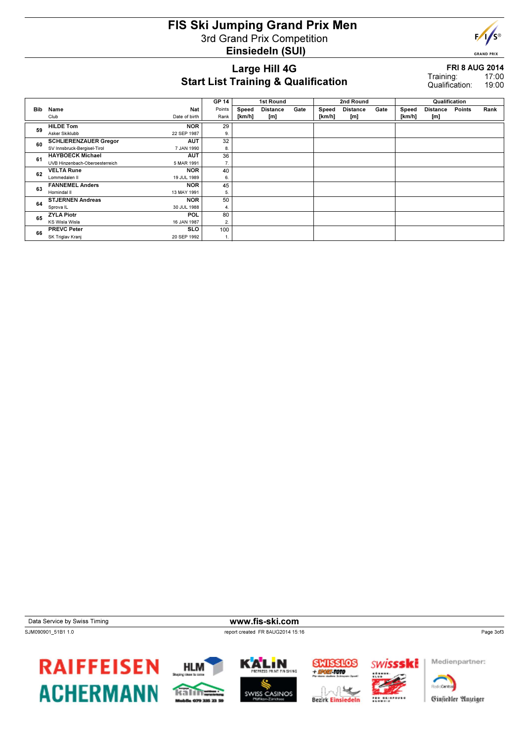# FIS Ski Jumping Grand Prix Men

3rd Grand Prix Competition

**Einsiedeln (SUI)**

## Large Hill 4G

## Start List Training & Qualification

**FRI 8 AUG 2014**
Training: 17:00
Qualification: 19:00

| Bib | Name / Club | Nat / Date of birth | GP 14 Points / Rank | 1st Round Speed [km/h] | 1st Round Distance [m] | 1st Round Gate | 2nd Round Speed [km/h] | 2nd Round Distance [m] | 2nd Round Gate | Qualification Speed [km/h] | Qualification Distance [m] | Qualification Points | Qualification Rank |
|---|---|---|---|---|---|---|---|---|---|---|---|---|---|
| 59 | **HILDE Tom** Asker Skiklubb | **NOR** 22 SEP 1987 | 29 / 9. | | | | | | | | | | |
| 60 | **SCHLIERENZAUER Gregor** SV Innsbruck-Bergisel-Tirol | **AUT** 7 JAN 1990 | 32 / 8. | | | | | | | | | | |
| 61 | **HAYBOECK Michael** UVB Hinzenbach-Oberoesterreich | **AUT** 5 MAR 1991 | 36 / 7. | | | | | | | | | | |
| 62 | **VELTA Rune** Lommedalen Il | **NOR** 19 JUL 1989 | 40 / 6. | | | | | | | | | | |
| 63 | **FANNEMEL Anders** Hornindal Il | **NOR** 13 MAY 1991 | 45 / 5. | | | | | | | | | | |
| 64 | **STJERNEN Andreas** Sprova IL | **NOR** 30 JUL 1988 | 50 / 4. | | | | | | | | | | |
| 65 | **ZYLA Piotr** KS Wisla Wisla | **POL** 16 JAN 1987 | 80 / 2. | | | | | | | | | | |
| 66 | **PREVC Peter** SK Triglav Kranj | **SLO** 20 SEP 1992 | 100 / 1. | | | | | | | | | | |

Data Service by Swiss Timing

www.fis-ski.com

SJM090901_51B1 1.0

report created FR 8AUG2014 15:16